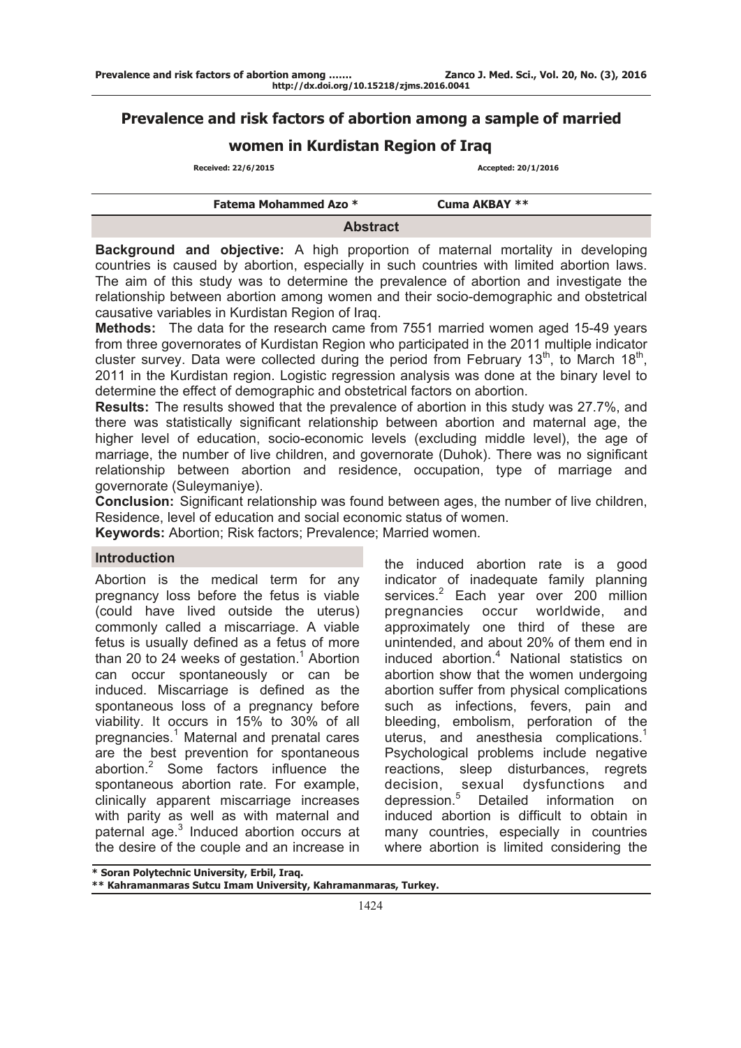# Prevalence and risk factors of abortion among a sample of married women in Kurdistan Region of Iraq

**Received: 22/6/2015** **Accepted: 20/1/2016**

**Fatema Mohammed Azo \*** **Cuma AKBAY \*\***

## Abstract

**Background and objective:** A high proportion of maternal mortality in developing countries is caused by abortion, especially in such countries with limited abortion laws. The aim of this study was to determine the prevalence of abortion and investigate the relationship between abortion among women and their socio-demographic and obstetrical causative variables in Kurdistan Region of Iraq.

**Methods:** The data for the research came from 7551 married women aged 15-49 years from three governorates of Kurdistan Region who participated in the 2011 multiple indicator cluster survey. Data were collected during the period from February 13th, to March 18th, 2011 in the Kurdistan region. Logistic regression analysis was done at the binary level to determine the effect of demographic and obstetrical factors on abortion.

**Results:** The results showed that the prevalence of abortion in this study was 27.7%, and there was statistically significant relationship between abortion and maternal age, the higher level of education, socio-economic levels (excluding middle level), the age of marriage, the number of live children, and governorate (Duhok). There was no significant relationship between abortion and residence, occupation, type of marriage and governorate (Suleymaniye).

**Conclusion:** Significant relationship was found between ages, the number of live children, Residence, level of education and social economic status of women.

**Keywords:** Abortion; Risk factors; Prevalence; Married women.

## Introduction

Abortion is the medical term for any pregnancy loss before the fetus is viable (could have lived outside the uterus) commonly called a miscarriage. A viable fetus is usually defined as a fetus of more than 20 to 24 weeks of gestation.[1] Abortion can occur spontaneously or can be induced. Miscarriage is defined as the spontaneous loss of a pregnancy before viability. It occurs in 15% to 30% of all pregnancies.[1] Maternal and prenatal cares are the best prevention for spontaneous abortion.[2] Some factors influence the spontaneous abortion rate. For example, clinically apparent miscarriage increases with parity as well as with maternal and paternal age.[3] Induced abortion occurs at the desire of the couple and an increase in the induced abortion rate is a good indicator of inadequate family planning services.[2] Each year over 200 million pregnancies occur worldwide, and approximately one third of these are unintended, and about 20% of them end in induced abortion.[4] National statistics on abortion show that the women undergoing abortion suffer from physical complications such as infections, fevers, pain and bleeding, embolism, perforation of the uterus, and anesthesia complications.[1] Psychological problems include negative reactions, sleep disturbances, regrets decision, sexual dysfunctions and depression.[5] Detailed information on induced abortion is difficult to obtain in many countries, especially in countries where abortion is limited considering the

\* Soran Polytechnic University, Erbil, Iraq.

\*\* Kahramanmaras Sutcu Imam University, Kahramanmaras, Turkey.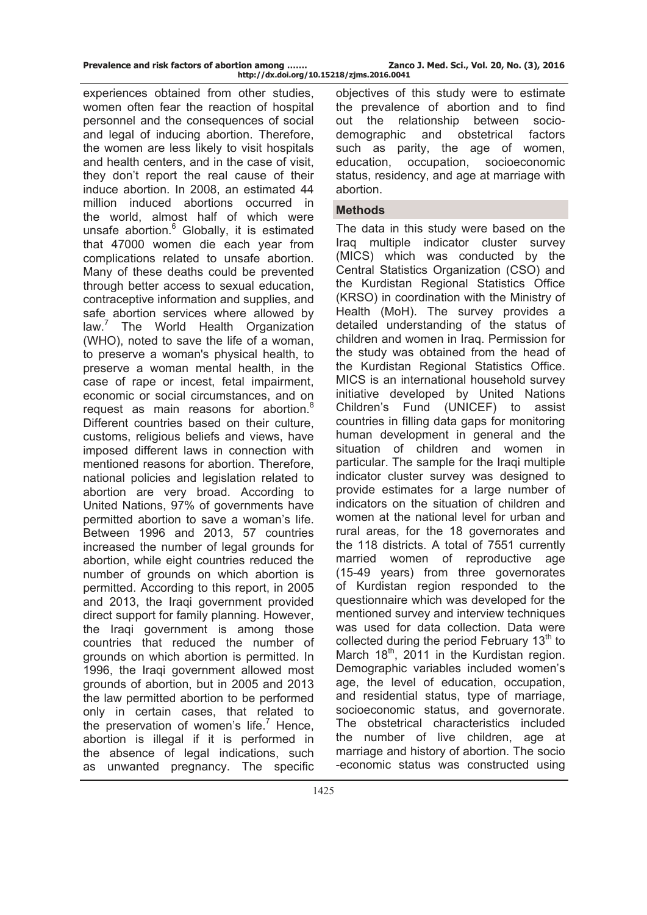experiences obtained from other studies, women often fear the reaction of hospital personnel and the consequences of social and legal of inducing abortion. Therefore, the women are less likely to visit hospitals and health centers, and in the case of visit, they don't report the real cause of their induce abortion. In 2008, an estimated 44 million induced abortions occurred in the world, almost half of which were unsafe abortion.[6] Globally, it is estimated that 47000 women die each year from complications related to unsafe abortion. Many of these deaths could be prevented through better access to sexual education, contraceptive information and supplies, and safe abortion services where allowed by law.[7] The World Health Organization (WHO), noted to save the life of a woman, to preserve a woman's physical health, to preserve a woman mental health, in the case of rape or incest, fetal impairment, economic or social circumstances, and on request as main reasons for abortion.[8] Different countries based on their culture, customs, religious beliefs and views, have imposed different laws in connection with mentioned reasons for abortion. Therefore, national policies and legislation related to abortion are very broad. According to United Nations, 97% of governments have permitted abortion to save a woman's life. Between 1996 and 2013, 57 countries increased the number of legal grounds for abortion, while eight countries reduced the number of grounds on which abortion is permitted. According to this report, in 2005 and 2013, the Iraqi government provided direct support for family planning. However, the Iraqi government is among those countries that reduced the number of grounds on which abortion is permitted. In 1996, the Iraqi government allowed most grounds of abortion, but in 2005 and 2013 the law permitted abortion to be performed only in certain cases, that related to the preservation of women's life.[7] Hence, abortion is illegal if it is performed in the absence of legal indications, such as unwanted pregnancy. The specific objectives of this study were to estimate the prevalence of abortion and to find out the relationship between socio-demographic and obstetrical factors such as parity, the age of women, education, occupation, socioeconomic status, residency, and age at marriage with abortion.

## Methods

The data in this study were based on the Iraq multiple indicator cluster survey (MICS) which was conducted by the Central Statistics Organization (CSO) and the Kurdistan Regional Statistics Office (KRSO) in coordination with the Ministry of Health (MoH). The survey provides a detailed understanding of the status of children and women in Iraq. Permission for the study was obtained from the head of the Kurdistan Regional Statistics Office. MICS is an international household survey initiative developed by United Nations Children's Fund (UNICEF) to assist countries in filling data gaps for monitoring human development in general and the situation of children and women in particular. The sample for the Iraqi multiple indicator cluster survey was designed to provide estimates for a large number of indicators on the situation of children and women at the national level for urban and rural areas, for the 18 governorates and the 118 districts. A total of 7551 currently married women of reproductive age (15-49 years) from three governorates of Kurdistan region responded to the questionnaire which was developed for the mentioned survey and interview techniques was used for data collection. Data were collected during the period February 13th to March 18th, 2011 in the Kurdistan region. Demographic variables included women's age, the level of education, occupation, and residential status, type of marriage, socioeconomic status, and governorate. The obstetrical characteristics included the number of live children, age at marriage and history of abortion. The socio-economic status was constructed using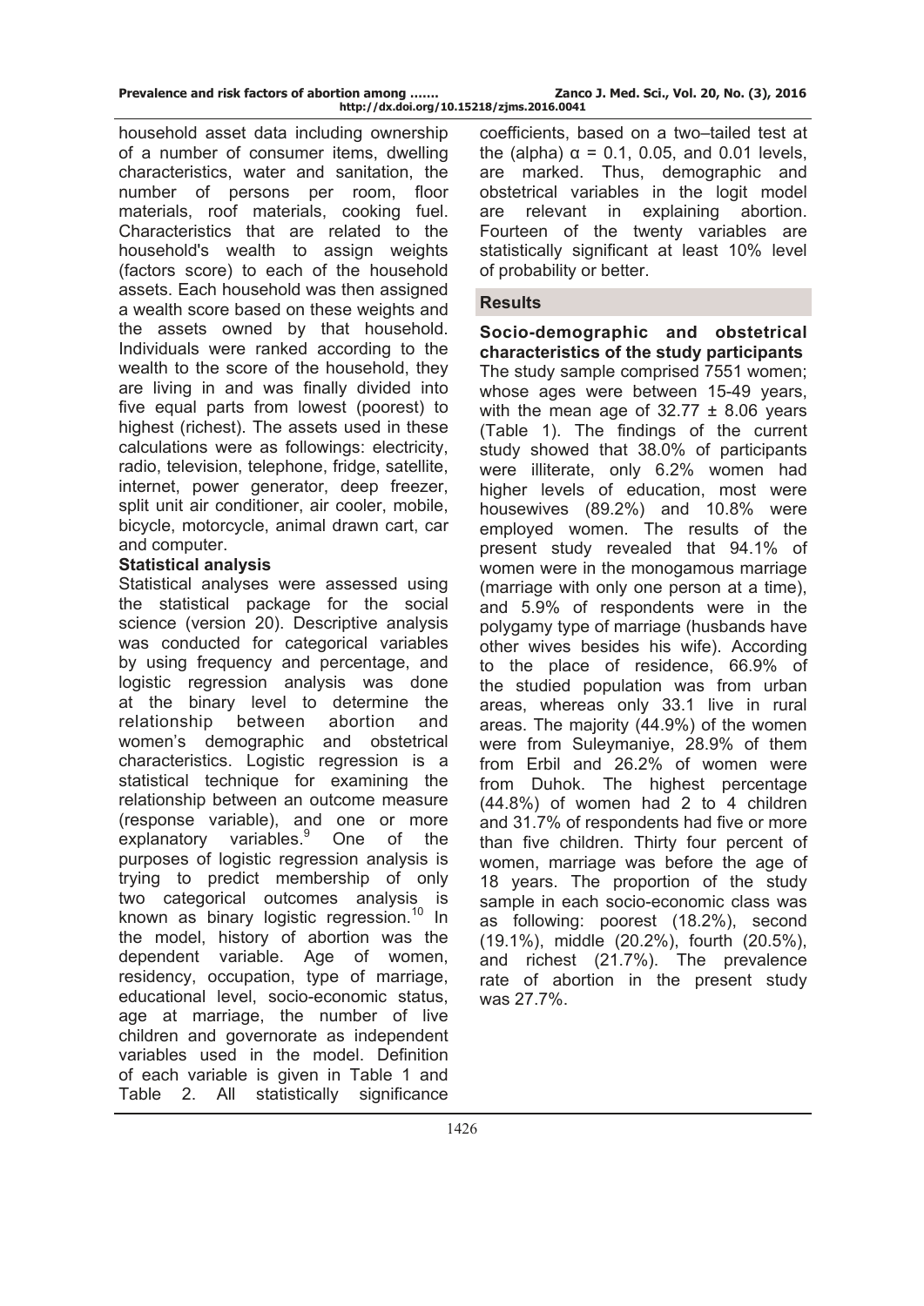household asset data including ownership of a number of consumer items, dwelling characteristics, water and sanitation, the number of persons per room, floor materials, roof materials, cooking fuel. Characteristics that are related to the household's wealth to assign weights (factors score) to each of the household assets. Each household was then assigned a wealth score based on these weights and the assets owned by that household. Individuals were ranked according to the wealth to the score of the household, they are living in and was finally divided into five equal parts from lowest (poorest) to highest (richest). The assets used in these calculations were as followings: electricity, radio, television, telephone, fridge, satellite, internet, power generator, deep freezer, split unit air conditioner, air cooler, mobile, bicycle, motorcycle, animal drawn cart, car and computer.

**Statistical analysis**

Statistical analyses were assessed using the statistical package for the social science (version 20). Descriptive analysis was conducted for categorical variables by using frequency and percentage, and logistic regression analysis was done at the binary level to determine the relationship between abortion and women's demographic and obstetrical characteristics. Logistic regression is a statistical technique for examining the relationship between an outcome measure (response variable), and one or more explanatory variables.[9] One of the purposes of logistic regression analysis is trying to predict membership of only two categorical outcomes analysis is known as binary logistic regression.[10] In the model, history of abortion was the dependent variable. Age of women, residency, occupation, type of marriage, educational level, socio-economic status, age at marriage, the number of live children and governorate as independent variables used in the model. Definition of each variable is given in Table 1 and Table 2. All statistically significance coefficients, based on a two–tailed test at the (alpha) $\alpha = 0.1$, 0.05, and 0.01 levels, are marked. Thus, demographic and obstetrical variables in the logit model are relevant in explaining abortion. Fourteen of the twenty variables are statistically significant at least 10% level of probability or better.

## Results

**Socio-demographic and obstetrical characteristics of the study participants**

The study sample comprised 7551 women; whose ages were between 15-49 years, with the mean age of 32.77 ± 8.06 years (Table 1). The findings of the current study showed that 38.0% of participants were illiterate, only 6.2% women had higher levels of education, most were housewives (89.2%) and 10.8% were employed women. The results of the present study revealed that 94.1% of women were in the monogamous marriage (marriage with only one person at a time), and 5.9% of respondents were in the polygamy type of marriage (husbands have other wives besides his wife). According to the place of residence, 66.9% of the studied population was from urban areas, whereas only 33.1 live in rural areas. The majority (44.9%) of the women were from Suleymaniye, 28.9% of them from Erbil and 26.2% of women were from Duhok. The highest percentage (44.8%) of women had 2 to 4 children and 31.7% of respondents had five or more than five children. Thirty four percent of women, marriage was before the age of 18 years. The proportion of the study sample in each socio-economic class was as following: poorest (18.2%), second (19.1%), middle (20.2%), fourth (20.5%), and richest (21.7%). The prevalence rate of abortion in the present study was 27.7%.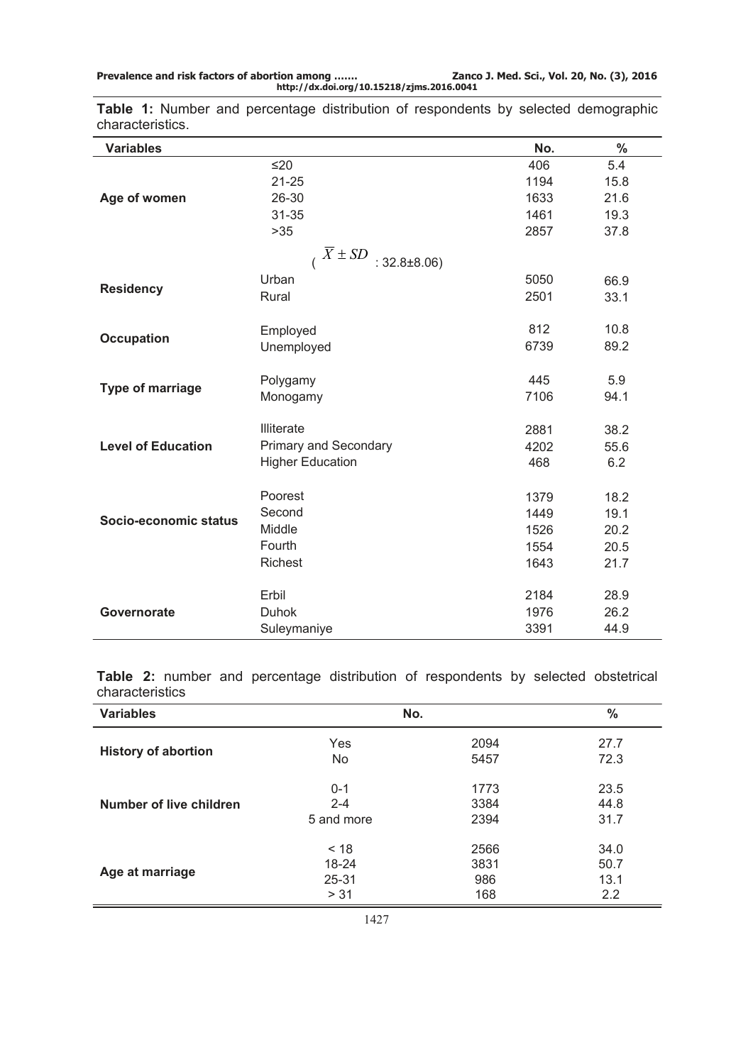**Table 1:** Number and percentage distribution of respondents by selected demographic characteristics.

| Variables | | No. | % |
|---|---|---|---|
| Age of women | ≤20 | 406 | 5.4 |
| | 21-25 | 1194 | 15.8 |
| | 26-30 | 1633 | 21.6 |
| | 31-35 | 1461 | 19.3 |
| | >35 | 2857 | 37.8 |
| | ( $\overline{X} \pm SD$ : 32.8±8.06) | | |
| Residency | Urban | 5050 | 66.9 |
| | Rural | 2501 | 33.1 |
| Occupation | Employed | 812 | 10.8 |
| | Unemployed | 6739 | 89.2 |
| Type of marriage | Polygamy | 445 | 5.9 |
| | Monogamy | 7106 | 94.1 |
| Level of Education | Illiterate | 2881 | 38.2 |
| | Primary and Secondary | 4202 | 55.6 |
| | Higher Education | 468 | 6.2 |
| Socio-economic status | Poorest | 1379 | 18.2 |
| | Second | 1449 | 19.1 |
| | Middle | 1526 | 20.2 |
| | Fourth | 1554 | 20.5 |
| | Richest | 1643 | 21.7 |
| Governorate | Erbil | 2184 | 28.9 |
| | Duhok | 1976 | 26.2 |
| | Suleymaniye | 3391 | 44.9 |

**Table 2:** number and percentage distribution of respondents by selected obstetrical characteristics

| Variables | | No. | % |
|---|---|---|---|
| History of abortion | Yes | 2094 | 27.7 |
| | No | 5457 | 72.3 |
| Number of live children | 0-1 | 1773 | 23.5 |
| | 2-4 | 3384 | 44.8 |
| | 5 and more | 2394 | 31.7 |
| Age at marriage | < 18 | 2566 | 34.0 |
| | 18-24 | 3831 | 50.7 |
| | 25-31 | 986 | 13.1 |
| | > 31 | 168 | 2.2 |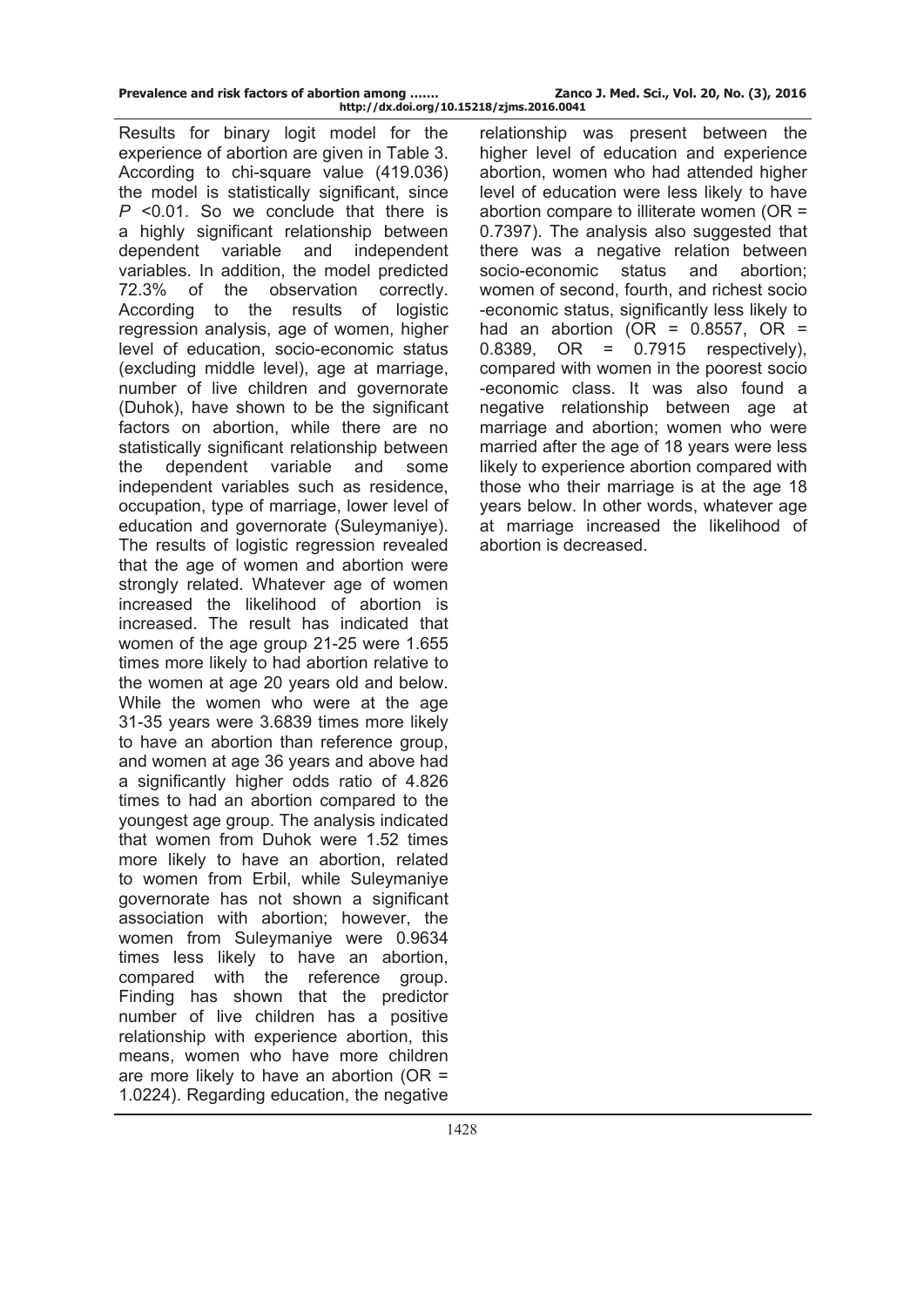Results for binary logit model for the experience of abortion are given in Table 3. According to chi-square value (419.036) the model is statistically significant, since $P < 0.01$. So we conclude that there is a highly significant relationship between dependent variable and independent variables. In addition, the model predicted 72.3% of the observation correctly. According to the results of logistic regression analysis, age of women, higher level of education, socio-economic status (excluding middle level), age at marriage, number of live children and governorate (Duhok), have shown to be the significant factors on abortion, while there are no statistically significant relationship between the dependent variable and some independent variables such as residence, occupation, type of marriage, lower level of education and governorate (Suleymaniye). The results of logistic regression revealed that the age of women and abortion were strongly related. Whatever age of women increased the likelihood of abortion is increased. The result has indicated that women of the age group 21-25 were 1.655 times more likely to had abortion relative to the women at age 20 years old and below. While the women who were at the age 31-35 years were 3.6839 times more likely to have an abortion than reference group, and women at age 36 years and above had a significantly higher odds ratio of 4.826 times to had an abortion compared to the youngest age group. The analysis indicated that women from Duhok were 1.52 times more likely to have an abortion, related to women from Erbil, while Suleymaniye governorate has not shown a significant association with abortion; however, the women from Suleymaniye were 0.9634 times less likely to have an abortion, compared with the reference group. Finding has shown that the predictor number of live children has a positive relationship with experience abortion, this means, women who have more children are more likely to have an abortion (OR = 1.0224). Regarding education, the negative relationship was present between the higher level of education and experience abortion, women who had attended higher level of education were less likely to have abortion compare to illiterate women (OR = 0.7397). The analysis also suggested that there was a negative relation between socio-economic status and abortion; women of second, fourth, and richest socio -economic status, significantly less likely to had an abortion (OR = 0.8557, OR = 0.8389, OR = 0.7915 respectively), compared with women in the poorest socio -economic class. It was also found a negative relationship between age at marriage and abortion; women who were married after the age of 18 years were less likely to experience abortion compared with those who their marriage is at the age 18 years below. In other words, whatever age at marriage increased the likelihood of abortion is decreased.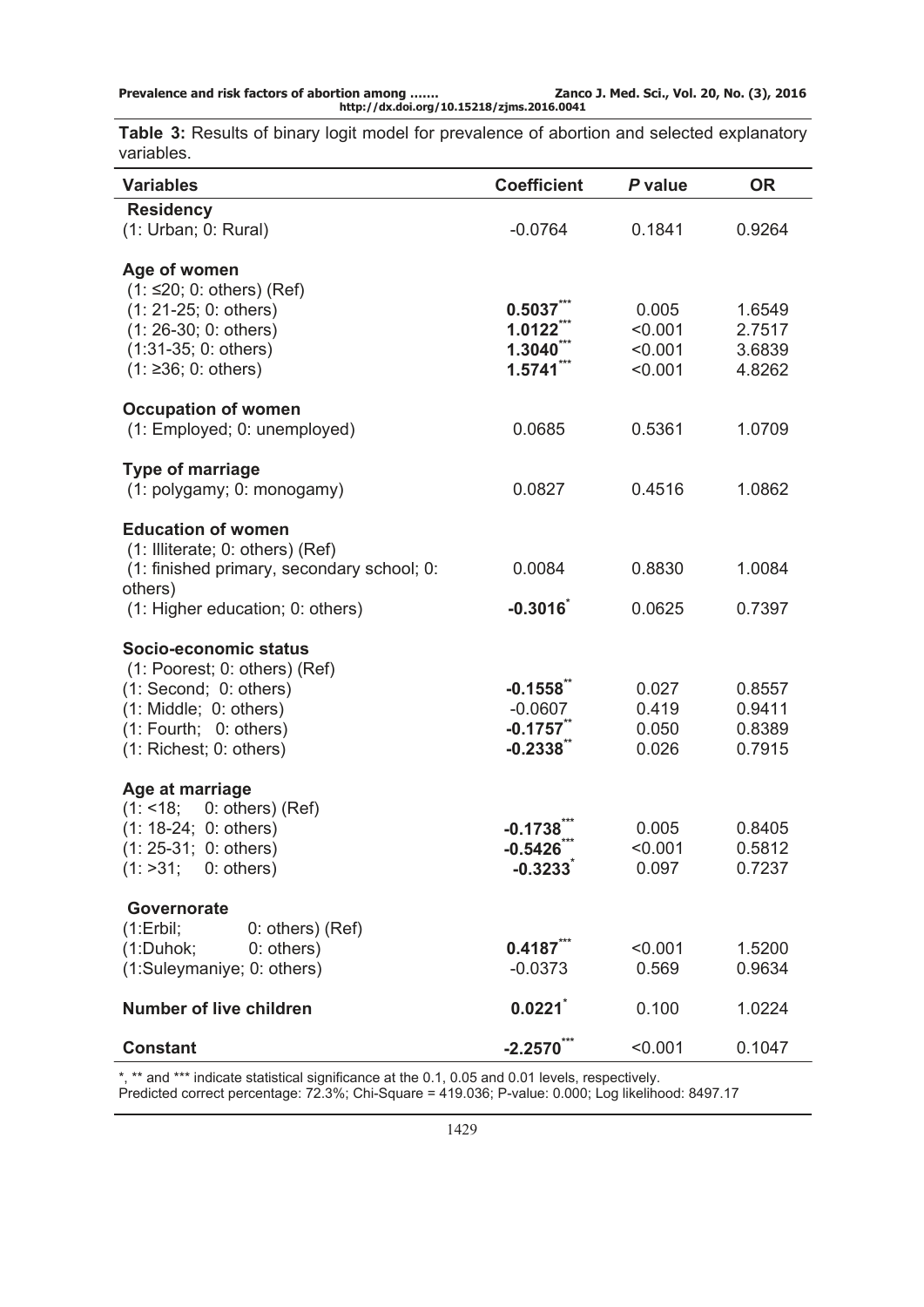**Table 3:** Results of binary logit model for prevalence of abortion and selected explanatory variables.

| Variables | Coefficient | *P* value | OR |
|---|---|---|---|
| **Residency** | | | |
| (1: Urban; 0: Rural) | -0.0764 | 0.1841 | 0.9264 |
| **Age of women** | | | |
| (1: ≤20; 0: others) (Ref) | | | |
| (1: 21-25; 0: others) | **0.5037*** | 0.005 | 1.6549 |
| (1: 26-30; 0: others) | **1.0122*** | <0.001 | 2.7517 |
| (1:31-35; 0: others) | **1.3040*** | <0.001 | 3.6839 |
| (1: ≥36; 0: others) | **1.5741*** | <0.001 | 4.8262 |
| **Occupation of women** | | | |
| (1: Employed; 0: unemployed) | 0.0685 | 0.5361 | 1.0709 |
| **Type of marriage** | | | |
| (1: polygamy; 0: monogamy) | 0.0827 | 0.4516 | 1.0862 |
| **Education of women** | | | |
| (1: Illiterate; 0: others) (Ref) | | | |
| (1: finished primary, secondary school; 0: others) | 0.0084 | 0.8830 | 1.0084 |
| (1: Higher education; 0: others) | **-0.3016*** | 0.0625 | 0.7397 |
| **Socio-economic status** | | | |
| (1: Poorest; 0: others) (Ref) | | | |
| (1: Second; 0: others) | **-0.1558**** | 0.027 | 0.8557 |
| (1: Middle; 0: others) | -0.0607 | 0.419 | 0.9411 |
| (1: Fourth; 0: others) | **-0.1757**** | 0.050 | 0.8389 |
| (1: Richest; 0: others) | **-0.2338**** | 0.026 | 0.7915 |
| **Age at marriage** | | | |
| (1: <18; 0: others) (Ref) | | | |
| (1: 18-24; 0: others) | **-0.1738*** | 0.005 | 0.8405 |
| (1: 25-31; 0: others) | **-0.5426*** | <0.001 | 0.5812 |
| (1: >31; 0: others) | **-0.3233*** | 0.097 | 0.7237 |
| **Governorate** | | | |
| (1:Erbil; 0: others) (Ref) | | | |
| (1:Duhok; 0: others) | **0.4187*** | <0.001 | 1.5200 |
| (1:Suleymaniye; 0: others) | -0.0373 | 0.569 | 0.9634 |
| **Number of live children** | **0.0221*** | 0.100 | 1.0224 |
| **Constant** | **-2.2570*** | <0.001 | 0.1047 |

*, ** and *** indicate statistical significance at the 0.1, 0.05 and 0.01 levels, respectively.
Predicted correct percentage: 72.3%; Chi-Square = 419.036; P-value: 0.000; Log likelihood: 8497.17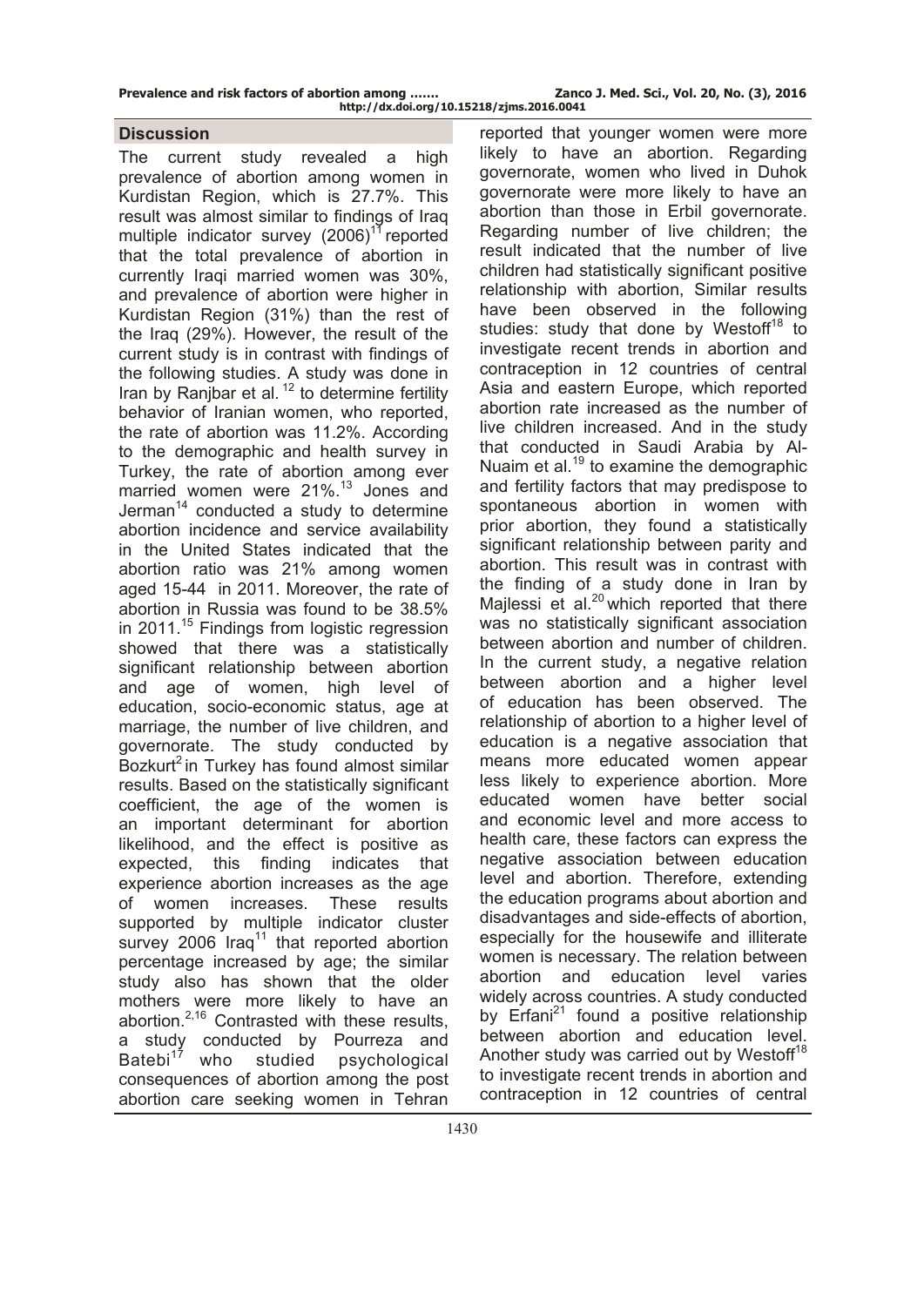## Discussion

The current study revealed a high prevalence of abortion among women in Kurdistan Region, which is 27.7%. This result was almost similar to findings of Iraq multiple indicator survey (2006)[11] reported that the total prevalence of abortion in currently Iraqi married women was 30%, and prevalence of abortion were higher in Kurdistan Region (31%) than the rest of the Iraq (29%). However, the result of the current study is in contrast with findings of the following studies. A study was done in Iran by Ranjbar et al. [12] to determine fertility behavior of Iranian women, who reported, the rate of abortion was 11.2%. According to the demographic and health survey in Turkey, the rate of abortion among ever married women were 21%.[13] Jones and Jerman[14] conducted a study to determine abortion incidence and service availability in the United States indicated that the abortion ratio was 21% among women aged 15-44 in 2011. Moreover, the rate of abortion in Russia was found to be 38.5% in 2011.[15] Findings from logistic regression showed that there was a statistically significant relationship between abortion and age of women, high level of education, socio-economic status, age at marriage, the number of live children, and governorate. The study conducted by Bozkurt[2] in Turkey has found almost similar results. Based on the statistically significant coefficient, the age of the women is an important determinant for abortion likelihood, and the effect is positive as expected, this finding indicates that experience abortion increases as the age of women increases. These results supported by multiple indicator cluster survey 2006 Iraq[11] that reported abortion percentage increased by age; the similar study also has shown that the older mothers were more likely to have an abortion.[2,16] Contrasted with these results, a study conducted by Pourreza and Batebi[17] who studied psychological consequences of abortion among the post abortion care seeking women in Tehran reported that younger women were more likely to have an abortion. Regarding governorate, women who lived in Duhok governorate were more likely to have an abortion than those in Erbil governorate. Regarding number of live children; the result indicated that the number of live children had statistically significant positive relationship with abortion, Similar results have been observed in the following studies: study that done by Westoff[18] to investigate recent trends in abortion and contraception in 12 countries of central Asia and eastern Europe, which reported abortion rate increased as the number of live children increased. And in the study that conducted in Saudi Arabia by Al-Nuaim et al.[19] to examine the demographic and fertility factors that may predispose to spontaneous abortion in women with prior abortion, they found a statistically significant relationship between parity and abortion. This result was in contrast with the finding of a study done in Iran by Majlessi et al.[20] which reported that there was no statistically significant association between abortion and number of children. In the current study, a negative relation between abortion and a higher level of education has been observed. The relationship of abortion to a higher level of education is a negative association that means more educated women appear less likely to experience abortion. More educated women have better social and economic level and more access to health care, these factors can express the negative association between education level and abortion. Therefore, extending the education programs about abortion and disadvantages and side-effects of abortion, especially for the housewife and illiterate women is necessary. The relation between abortion and education level varies widely across countries. A study conducted by Erfani[21] found a positive relationship between abortion and education level. Another study was carried out by Westoff[18] to investigate recent trends in abortion and contraception in 12 countries of central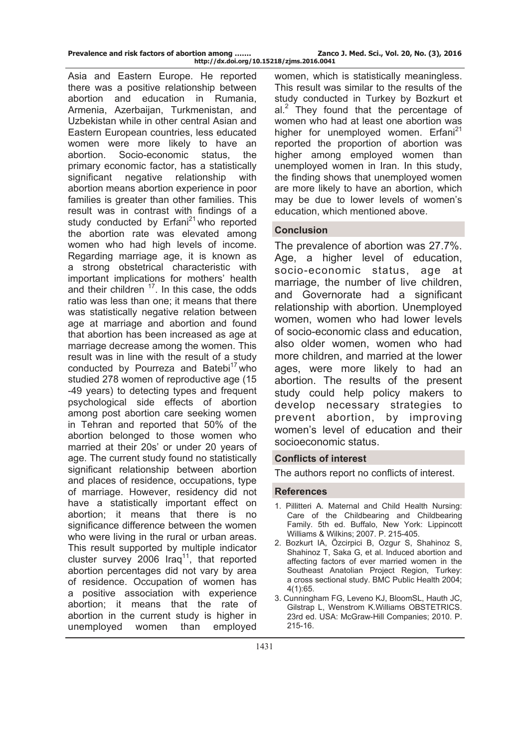Asia and Eastern Europe. He reported there was a positive relationship between abortion and education in Rumania, Armenia, Azerbaijan, Turkmenistan, and Uzbekistan while in other central Asian and Eastern European countries, less educated women were more likely to have an abortion. Socio-economic status, the primary economic factor, has a statistically significant negative relationship with abortion means abortion experience in poor families is greater than other families. This result was in contrast with findings of a study conducted by Erfani[21] who reported the abortion rate was elevated among women who had high levels of income. Regarding marriage age, it is known as a strong obstetrical characteristic with important implications for mothers' health and their children [17]. In this case, the odds ratio was less than one; it means that there was statistically negative relation between age at marriage and abortion and found that abortion has been increased as age at marriage decrease among the women. This result was in line with the result of a study conducted by Pourreza and Batebi[17] who studied 278 women of reproductive age (15 -49 years) to detecting types and frequent psychological side effects of abortion among post abortion care seeking women in Tehran and reported that 50% of the abortion belonged to those women who married at their 20s' or under 20 years of age. The current study found no statistically significant relationship between abortion and places of residence, occupations, type of marriage. However, residency did not have a statistically important effect on abortion; it means that there is no significance difference between the women who were living in the rural or urban areas. This result supported by multiple indicator cluster survey 2006 Iraq[11], that reported abortion percentages did not vary by area of residence. Occupation of women has a positive association with experience abortion; it means that the rate of abortion in the current study is higher in unemployed women than employed women, which is statistically meaningless. This result was similar to the results of the study conducted in Turkey by Bozkurt et al.[2] They found that the percentage of women who had at least one abortion was higher for unemployed women. Erfani[21] reported the proportion of abortion was higher among employed women than unemployed women in Iran. In this study, the finding shows that unemployed women are more likely to have an abortion, which may be due to lower levels of women's education, which mentioned above.

## Conclusion

The prevalence of abortion was 27.7%. Age, a higher level of education, socio-economic status, age at marriage, the number of live children, and Governorate had a significant relationship with abortion. Unemployed women, women who had lower levels of socio-economic class and education, also older women, women who had more children, and married at the lower ages, were more likely to had an abortion. The results of the present study could help policy makers to develop necessary strategies to prevent abortion, by improving women's level of education and their socioeconomic status.

## Conflicts of interest

The authors report no conflicts of interest.

## References

1. Pillitteri A. Maternal and Child Health Nursing: Care of the Childbearing and Childbearing Family. 5th ed. Buffalo, New York: Lippincott Williams & Wilkins; 2007. P. 215-405.
2. Bozkurt IA, Özcirpici B, Ozgur S, Shahinoz S, Shahinoz T, Saka G, et al. Induced abortion and affecting factors of ever married women in the Southeast Anatolian Project Region, Turkey: a cross sectional study. BMC Public Health 2004; 4(1):65.
3. Cunningham FG, Leveno KJ, BloomSL, Hauth JC, Gilstrap L, Wenstrom K.Williams OBSTETRICS. 23rd ed. USA: McGraw-Hill Companies; 2010. P. 215-16.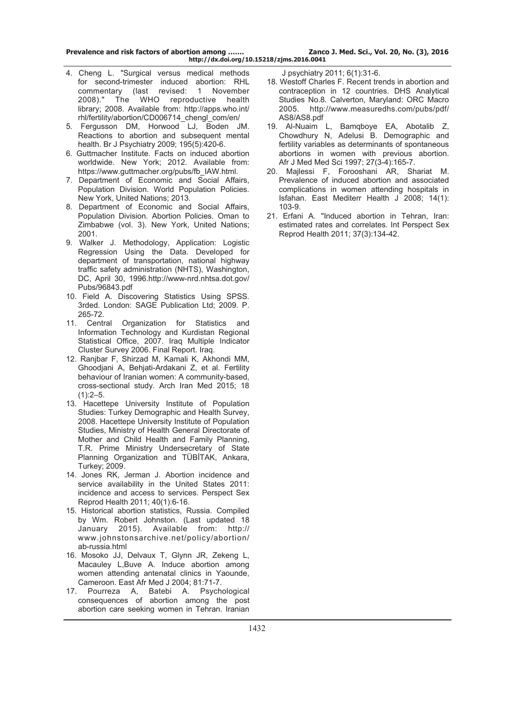4. Cheng L. "Surgical versus medical methods for second-trimester induced abortion: RHL commentary (last revised: 1 November 2008)." The WHO reproductive health library; 2008. Available from: http://apps.who.int/rhl/fertility/abortion/CD006714_chengl_com/en/
5. Fergusson DM, Horwood LJ, Boden JM. Reactions to abortion and subsequent mental health. Br J Psychiatry 2009; 195(5):420-6.
6. Guttmacher Institute. Facts on induced abortion worldwide. New York; 2012. Available from: https://www.guttmacher.org/pubs/fb_IAW.html.
7. Department of Economic and Social Affairs, Population Division. World Population Policies. New York, United Nations; 2013.
8. Department of Economic and Social Affairs, Population Division. Abortion Policies. Oman to Zimbabwe (vol. 3). New York, United Nations; 2001.
9. Walker J. Methodology, Application: Logistic Regression Using the Data. Developed for department of transportation, national highway traffic safety administration (NHTS), Washington, DC, April 30, 1996.http://www-nrd.nhtsa.dot.gov/Pubs/96843.pdf
10. Field A. Discovering Statistics Using SPSS. 3rded. London: SAGE Publication Ltd; 2009. P. 265-72.
11. Central Organization for Statistics and Information Technology and Kurdistan Regional Statistical Office, 2007. Iraq Multiple Indicator Cluster Survey 2006. Final Report. Iraq.
12. Ranjbar F, Shirzad M, Kamali K, Akhondi MM, Ghoodjani A, Behjati-Ardakani Z, et al. Fertility behaviour of Iranian women: A community-based, cross-sectional study. Arch Iran Med 2015; 18 (1):2–5.
13. Hacettepe University Institute of Population Studies: Turkey Demographic and Health Survey, 2008. Hacettepe University Institute of Population Studies, Ministry of Health General Directorate of Mother and Child Health and Family Planning, T.R. Prime Ministry Undersecretary of State Planning Organization and TÜBİTAK, Ankara, Turkey; 2009.
14. Jones RK, Jerman J. Abortion incidence and service availability in the United States 2011: incidence and access to services. Perspect Sex Reprod Health 2011; 40(1):6-16.
15. Historical abortion statistics, Russia. Compiled by Wm. Robert Johnston. (Last updated 18 January 2015). Available from: http://www.johnstonsarchive.net/policy/abortion/ab-russia.html
16. Mosoko JJ, Delvaux T, Glynn JR, Zekeng L, Macauley L,Buve A. Induce abortion among women attending antenatal clinics in Yaounde, Cameroon. East Afr Med J 2004; 81:71-7.
17. Pourreza A, Batebi A. Psychological consequences of abortion among the post abortion care seeking women in Tehran. Iranian J psychiatry 2011; 6(1):31-6.
18. Westoff Charles F. Recent trends in abortion and contraception in 12 countries. DHS Analytical Studies No.8. Calverton, Maryland: ORC Macro 2005. http://www.measuredhs.com/pubs/pdf/AS8/AS8.pdf
19. Al-Nuaim L, Bamqboye EA, Abotalib Z, Chowdhury N, Adelusi B. Demographic and fertility variables as determinants of spontaneous abortions in women with previous abortion. Afr J Med Med Sci 1997; 27(3-4):165-7.
20. Majlessi F, Forooshani AR, Shariat M. Prevalence of induced abortion and associated complications in women attending hospitals in Isfahan. East Mediterr Health J 2008; 14(1): 103-9.
21. Erfani A. "Induced abortion in Tehran, Iran: estimated rates and correlates. Int Perspect Sex Reprod Health 2011; 37(3):134-42.